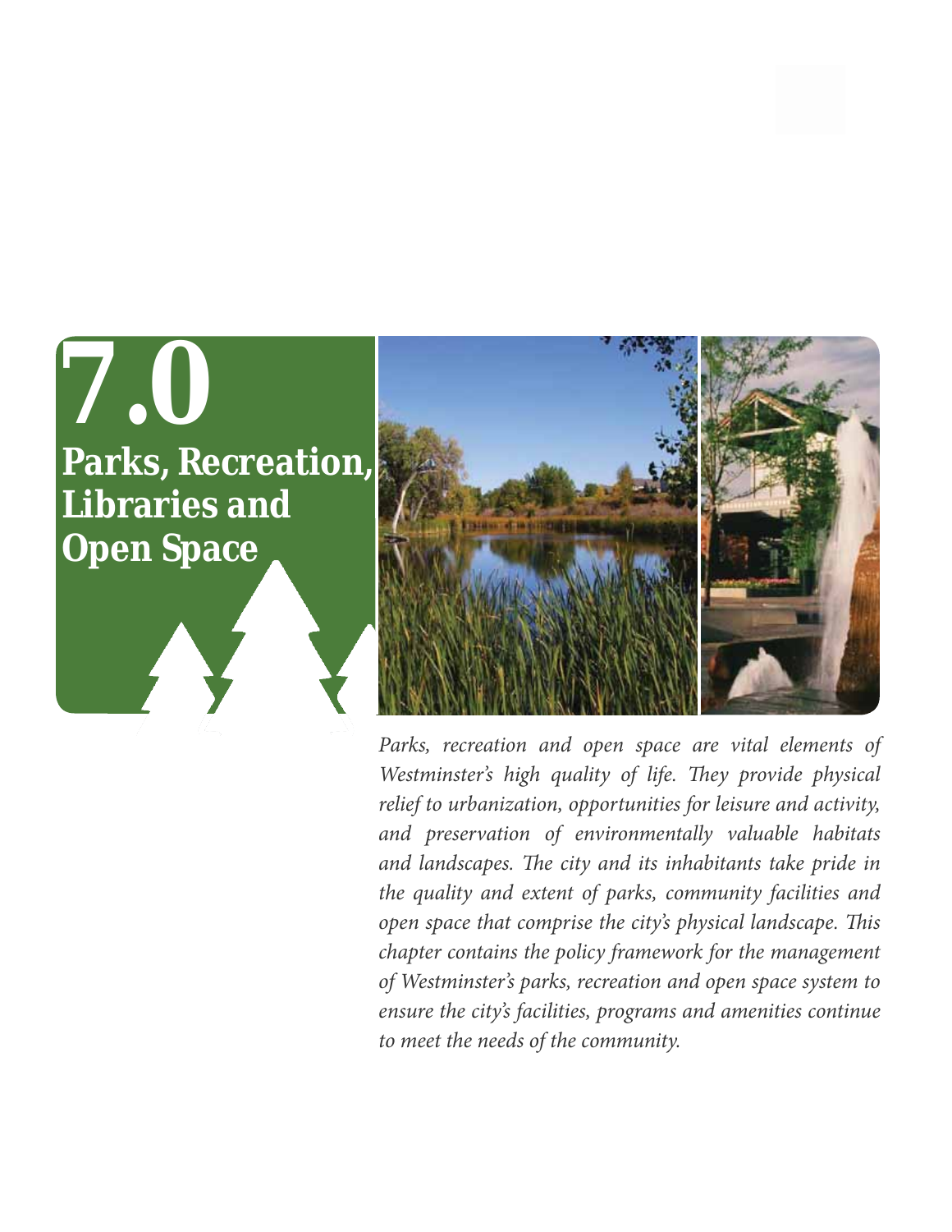# 7.0 Parks, Recreation, Libraries and Open Space

*Parks, recreation and open space are vital elements of Westminster's high quality of life. They provide physical relief to urbanization, opportunities for leisure and activity, and preservation of environmentally valuable habitats and landscapes. The city and its inhabitants take pride in the quality and extent of parks, community facilities and open space that comprise the city's physical landscape. This chapter contains the policy framework for the management of Westminster's parks, recreation and open space system to ensure the city's facilities, programs and amenities continue to meet the needs of the community.*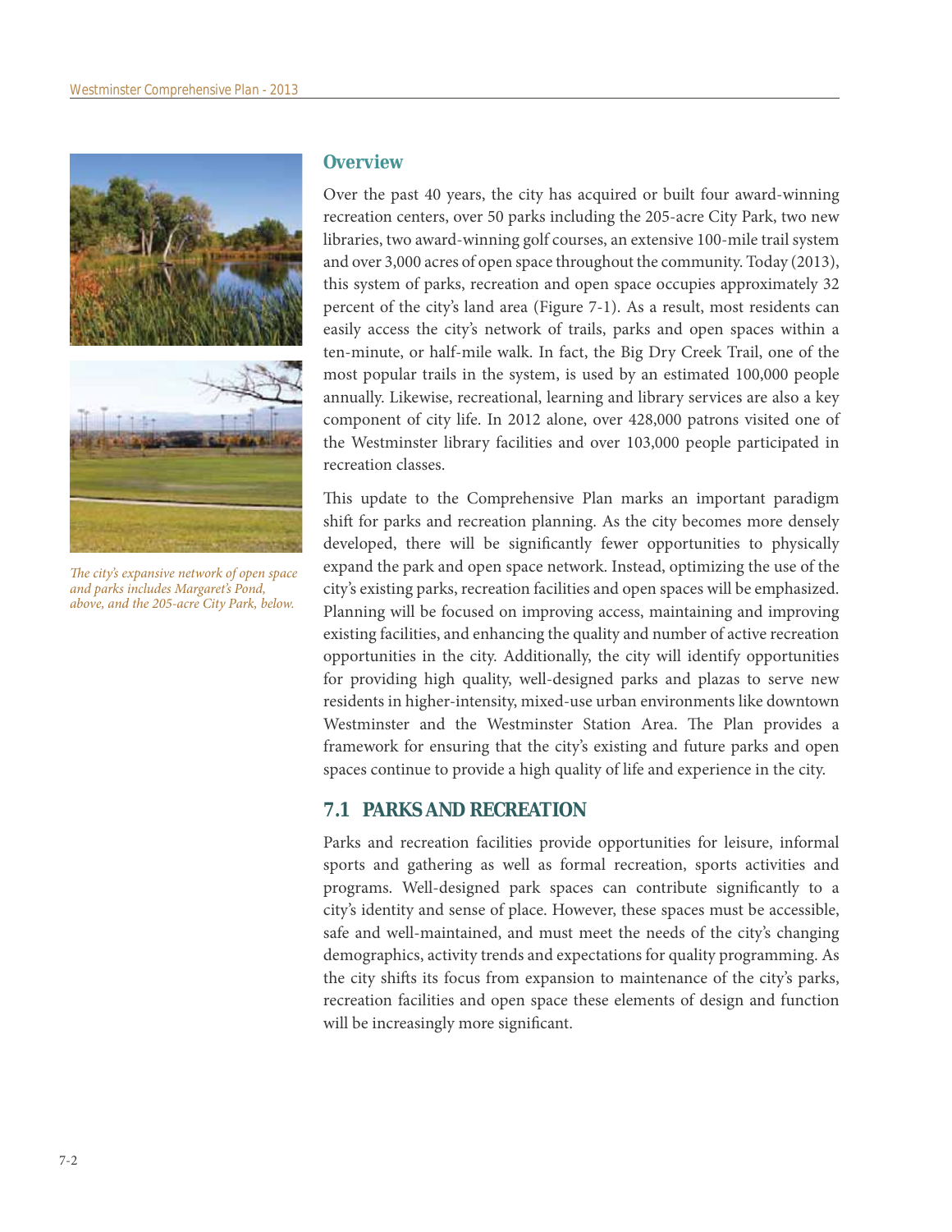*The city's expansive network of open space and parks includes Margaret's Pond, above, and the 205-acre City Park, below.*

## Overview

Over the past 40 years, the city has acquired or built four award-winning recreation centers, over 50 parks including the 205-acre City Park, two new libraries, two award-winning golf courses, an extensive 100-mile trail system and over 3,000 acres of open space throughout the community. Today (2013), this system of parks, recreation and open space occupies approximately 32 percent of the city's land area (Figure 7-1). As a result, most residents can easily access the city's network of trails, parks and open spaces within a ten-minute, or half-mile walk. In fact, the Big Dry Creek Trail, one of the most popular trails in the system, is used by an estimated 100,000 people annually. Likewise, recreational, learning and library services are also a key component of city life. In 2012 alone, over 428,000 patrons visited one of the Westminster library facilities and over 103,000 people participated in recreation classes.

This update to the Comprehensive Plan marks an important paradigm shift for parks and recreation planning. As the city becomes more densely developed, there will be significantly fewer opportunities to physically expand the park and open space network. Instead, optimizing the use of the city's existing parks, recreation facilities and open spaces will be emphasized. Planning will be focused on improving access, maintaining and improving existing facilities, and enhancing the quality and number of active recreation opportunities in the city. Additionally, the city will identify opportunities for providing high quality, well-designed parks and plazas to serve new residents in higher-intensity, mixed-use urban environments like downtown Westminster and the Westminster Station Area. The Plan provides a framework for ensuring that the city's existing and future parks and open spaces continue to provide a high quality of life and experience in the city.

## 7.1 PARKS AND RECREATION

Parks and recreation facilities provide opportunities for leisure, informal sports and gathering as well as formal recreation, sports activities and programs. Well-designed park spaces can contribute significantly to a city's identity and sense of place. However, these spaces must be accessible, safe and well-maintained, and must meet the needs of the city's changing demographics, activity trends and expectations for quality programming. As the city shifts its focus from expansion to maintenance of the city's parks, recreation facilities and open space these elements of design and function will be increasingly more significant.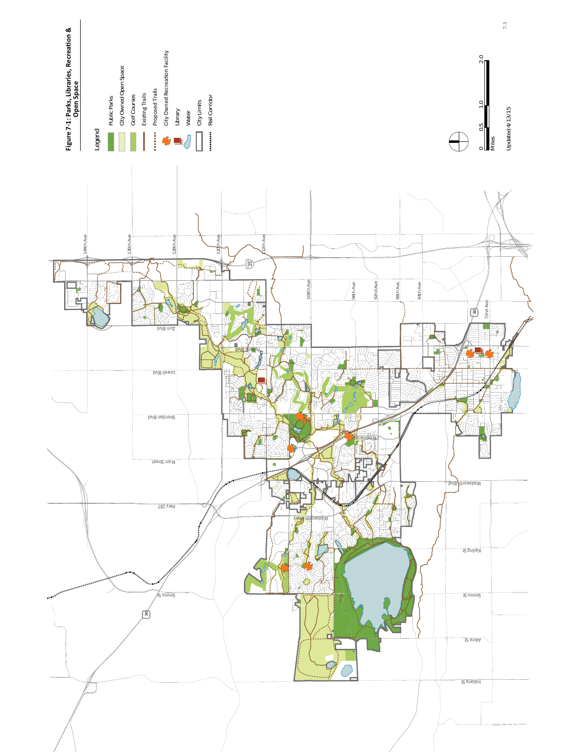# Figure 7-1: Parks, Libraries, Recreation & Open Space

Legend

- Public Parks
- City Owned Open Space
- Golf Courses
- Existing Trails
- Proposed Trails
- City Owned Recreation Facility
- Library
- Water
- City Limits
- Rail Corridor

0 0.5 1.0 2.0 Miles

Updated 4/13/15

144th Ave, 136th Ave, 128th Ave, 120th Ave, 112th Ave, 108th Ave, 96th Ave, 92nd Ave, 88th Ave, 84th Ave, 72nd Ave

Zuni Blvd, Federal Blvd, Lowell Blvd, Sheridan Blvd, Main Street, Hwy 287, Wadsworth Pkwy, Wadsworth Blvd, Kipling St, Simms St, Alkire St, Indiana St

Westminster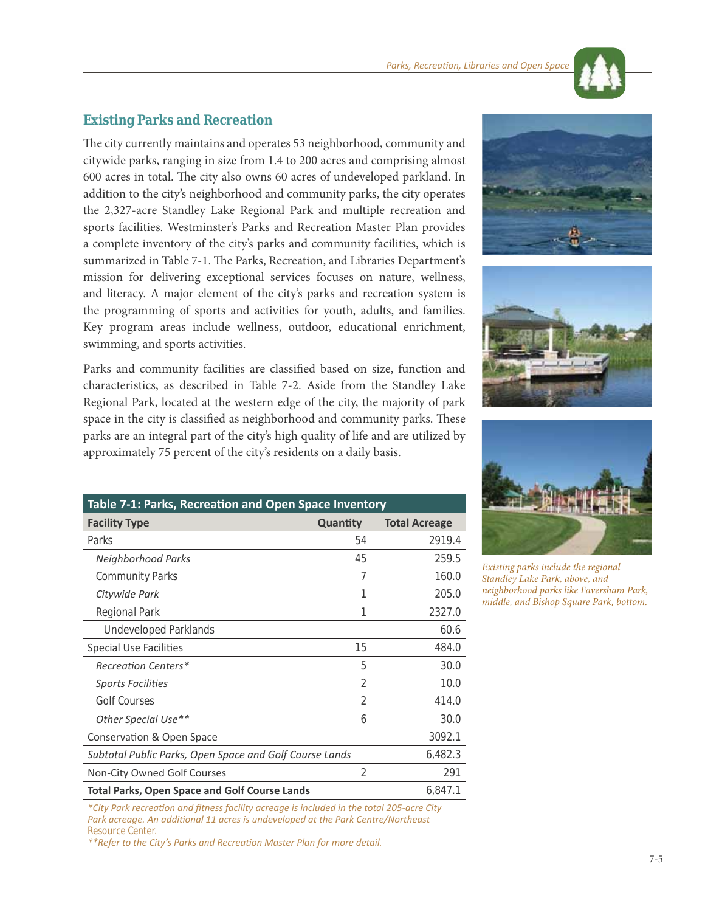## Existing Parks and Recreation

The city currently maintains and operates 53 neighborhood, community and citywide parks, ranging in size from 1.4 to 200 acres and comprising almost 600 acres in total. The city also owns 60 acres of undeveloped parkland. In addition to the city's neighborhood and community parks, the city operates the 2,327-acre Standley Lake Regional Park and multiple recreation and sports facilities. Westminster's Parks and Recreation Master Plan provides a complete inventory of the city's parks and community facilities, which is summarized in Table 7-1. The Parks, Recreation, and Libraries Department's mission for delivering exceptional services focuses on nature, wellness, and literacy. A major element of the city's parks and recreation system is the programming of sports and activities for youth, adults, and families. Key program areas include wellness, outdoor, educational enrichment, swimming, and sports activities.

Parks and community facilities are classified based on size, function and characteristics, as described in Table 7-2. Aside from the Standley Lake Regional Park, located at the western edge of the city, the majority of park space in the city is classified as neighborhood and community parks. These parks are an integral part of the city's high quality of life and are utilized by approximately 75 percent of the city's residents on a daily basis.

**Table 7-1: Parks, Recreation and Open Space Inventory**

| Facility Type | Quantity | Total Acreage |
|---|---|---|
| Parks | 54 | 2919.4 |
| *Neighborhood Parks* | 45 | 259.5 |
| Community Parks | 7 | 160.0 |
| *Citywide Park* | 1 | 205.0 |
| Regional Park | 1 | 2327.0 |
| Undeveloped Parklands | | 60.6 |
| Special Use Facilities | 15 | 484.0 |
| *Recreation Centers** | 5 | 30.0 |
| *Sports Facilities* | 2 | 10.0 |
| Golf Courses | 2 | 414.0 |
| *Other Special Use*** | 6 | 30.0 |
| Conservation & Open Space | | 3092.1 |
| *Subtotal Public Parks, Open Space and Golf Course Lands* | | 6,482.3 |
| Non-City Owned Golf Courses | 2 | 291 |
| **Total Parks, Open Space and Golf Course Lands** | | 6,847.1 |

*\*City Park recreation and fitness facility acreage is included in the total 205-acre City Park acreage. An additional 11 acres is undeveloped at the Park Centre/Northeast* Resource Center.

*\*\*Refer to the City's Parks and Recreation Master Plan for more detail.*

*Existing parks include the regional Standley Lake Park, above, and neighborhood parks like Faversham Park, middle, and Bishop Square Park, bottom.*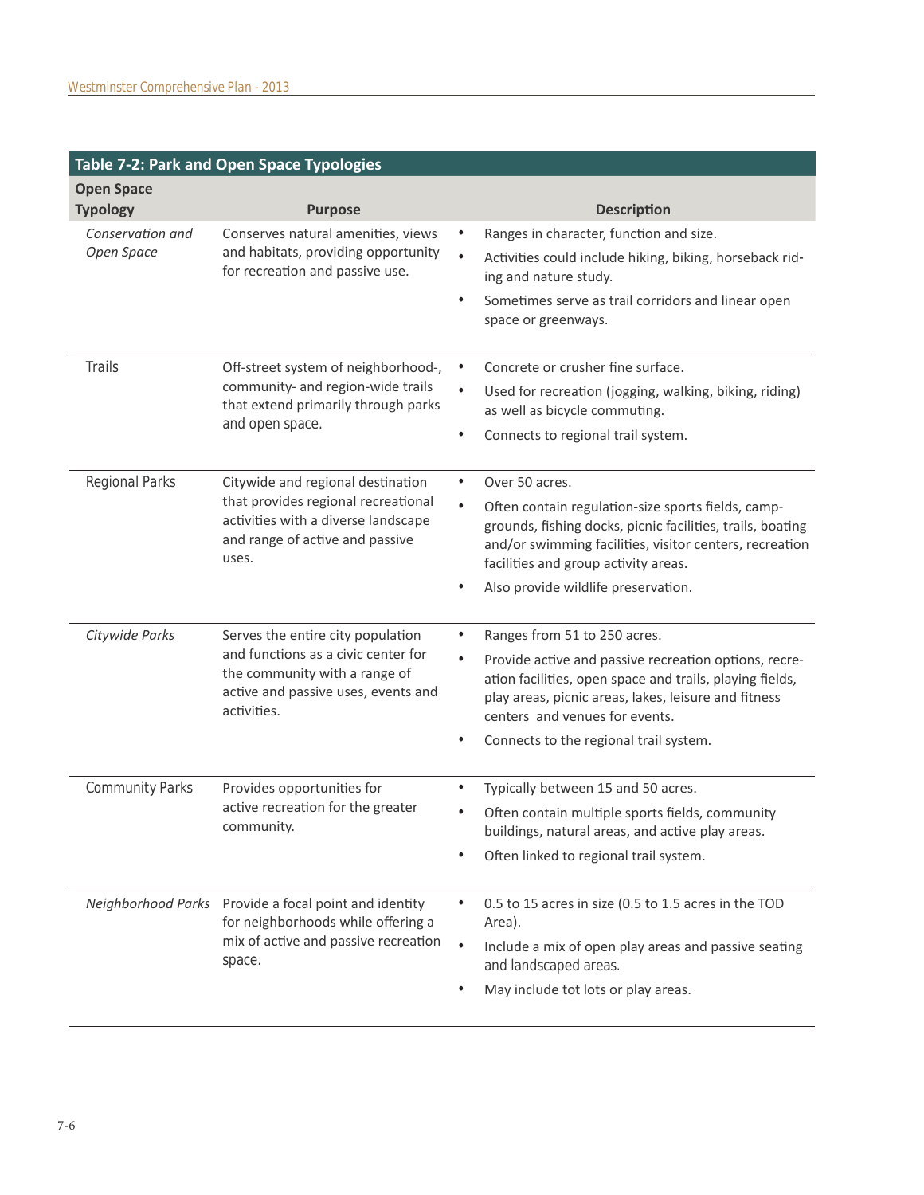**Table 7-2: Park and Open Space Typologies**

| Open Space Typology | Purpose | Description |
|---|---|---|
| *Conservation and Open Space* | Conserves natural amenities, views and habitats, providing opportunity for recreation and passive use. | • Ranges in character, function and size.<br>• Activities could include hiking, biking, horseback riding and nature study.<br>• Sometimes serve as trail corridors and linear open space or greenways. |
| Trails | Off-street system of neighborhood-, community- and region-wide trails that extend primarily through parks and open space. | • Concrete or crusher fine surface.<br>• Used for recreation (jogging, walking, biking, riding) as well as bicycle commuting.<br>• Connects to regional trail system. |
| Regional Parks | Citywide and regional destination that provides regional recreational activities with a diverse landscape and range of active and passive uses. | • Over 50 acres.<br>• Often contain regulation-size sports fields, campgrounds, fishing docks, picnic facilities, trails, boating and/or swimming facilities, visitor centers, recreation facilities and group activity areas.<br>• Also provide wildlife preservation. |
| *Citywide Parks* | Serves the entire city population and functions as a civic center for the community with a range of active and passive uses, events and activities. | • Ranges from 51 to 250 acres.<br>• Provide active and passive recreation options, recreation facilities, open space and trails, playing fields, play areas, picnic areas, lakes, leisure and fitness centers and venues for events.<br>• Connects to the regional trail system. |
| Community Parks | Provides opportunities for active recreation for the greater community. | • Typically between 15 and 50 acres.<br>• Often contain multiple sports fields, community buildings, natural areas, and active play areas.<br>• Often linked to regional trail system. |
| *Neighborhood Parks* | Provide a focal point and identity for neighborhoods while offering a mix of active and passive recreation space. | • 0.5 to 15 acres in size (0.5 to 1.5 acres in the TOD Area).<br>• Include a mix of open play areas and passive seating and landscaped areas.<br>• May include tot lots or play areas. |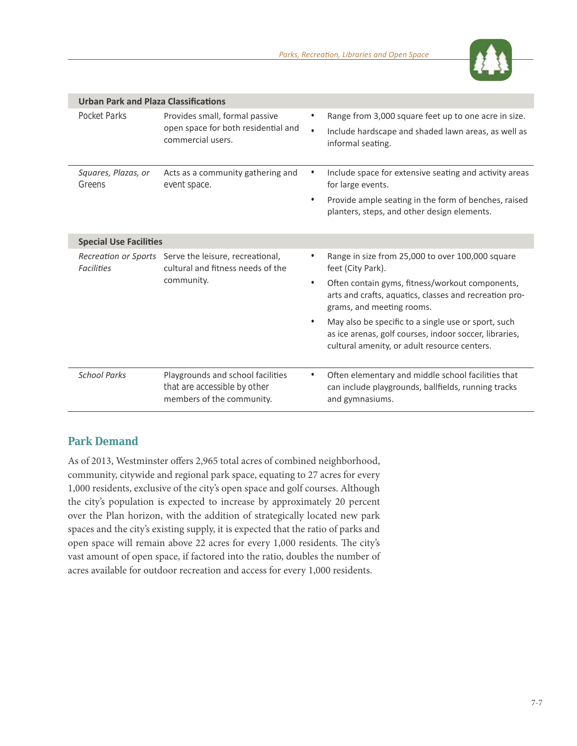| Urban Park and Plaza Classifications | | |
|---|---|---|
| Pocket Parks | Provides small, formal passive open space for both residential and commercial users. | • Range from 3,000 square feet up to one acre in size.<br>• Include hardscape and shaded lawn areas, as well as informal seating. |
| *Squares, Plazas, or* Greens | Acts as a community gathering and event space. | • Include space for extensive seating and activity areas for large events.<br>• Provide ample seating in the form of benches, raised planters, steps, and other design elements. |
| **Special Use Facilities** | | |
| *Recreation or Sports Facilities* | Serve the leisure, recreational, cultural and fitness needs of the community. | • Range in size from 25,000 to over 100,000 square feet (City Park).<br>• Often contain gyms, fitness/workout components, arts and crafts, aquatics, classes and recreation programs, and meeting rooms.<br>• May also be specific to a single use or sport, such as ice arenas, golf courses, indoor soccer, libraries, cultural amenity, or adult resource centers. |
| *School Parks* | Playgrounds and school facilities that are accessible by other members of the community. | • Often elementary and middle school facilities that can include playgrounds, ballfields, running tracks and gymnasiums. |

## Park Demand

As of 2013, Westminster offers 2,965 total acres of combined neighborhood, community, citywide and regional park space, equating to 27 acres for every 1,000 residents, exclusive of the city's open space and golf courses. Although the city's population is expected to increase by approximately 20 percent over the Plan horizon, with the addition of strategically located new park spaces and the city's existing supply, it is expected that the ratio of parks and open space will remain above 22 acres for every 1,000 residents. The city's vast amount of open space, if factored into the ratio, doubles the number of acres available for outdoor recreation and access for every 1,000 residents.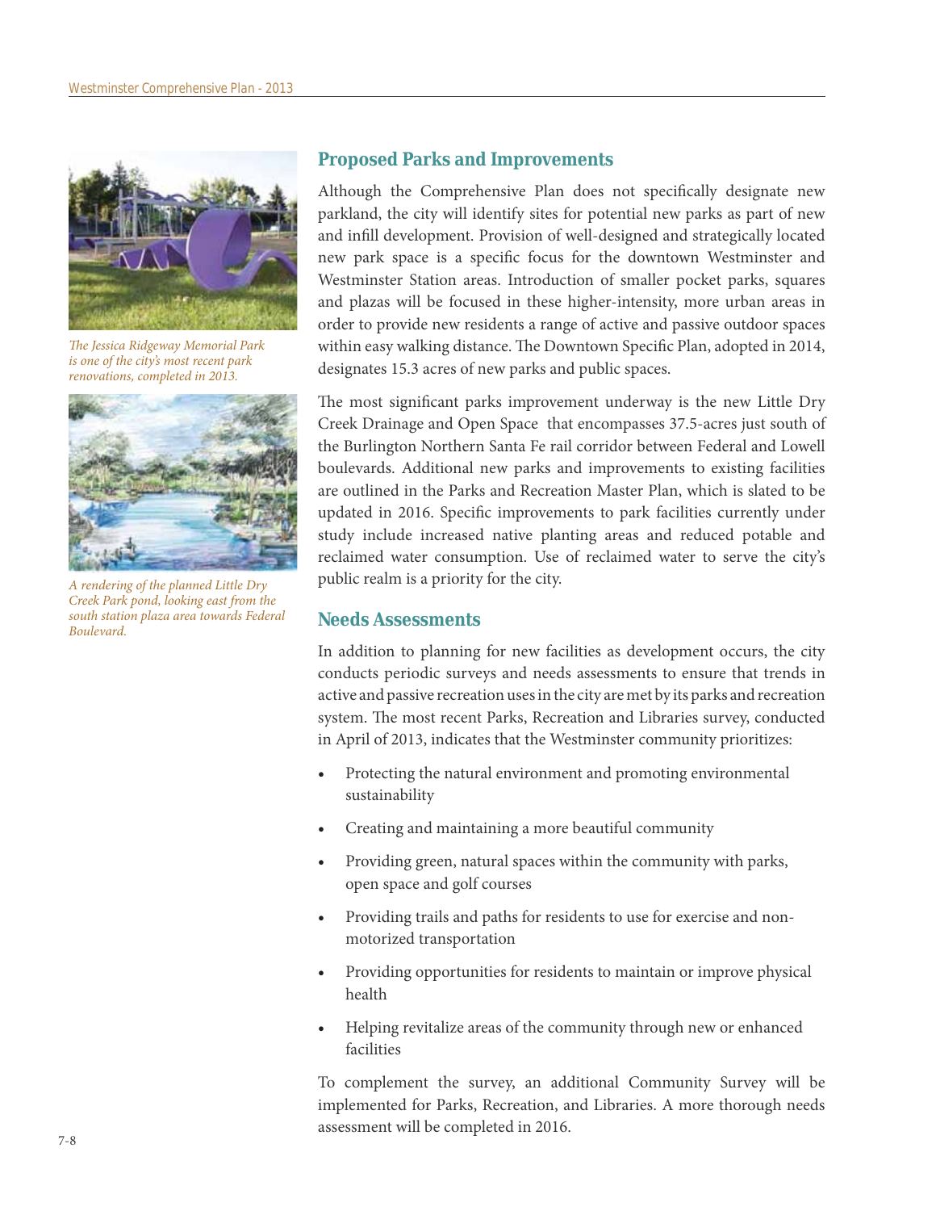*The Jessica Ridgeway Memorial Park is one of the city's most recent park renovations, completed in 2013.*

*A rendering of the planned Little Dry Creek Park pond, looking east from the south station plaza area towards Federal Boulevard.*

## Proposed Parks and Improvements

Although the Comprehensive Plan does not specifically designate new parkland, the city will identify sites for potential new parks as part of new and infill development. Provision of well-designed and strategically located new park space is a specific focus for the downtown Westminster and Westminster Station areas. Introduction of smaller pocket parks, squares and plazas will be focused in these higher-intensity, more urban areas in order to provide new residents a range of active and passive outdoor spaces within easy walking distance. The Downtown Specific Plan, adopted in 2014, designates 15.3 acres of new parks and public spaces.

The most significant parks improvement underway is the new Little Dry Creek Drainage and Open Space that encompasses 37.5-acres just south of the Burlington Northern Santa Fe rail corridor between Federal and Lowell boulevards. Additional new parks and improvements to existing facilities are outlined in the Parks and Recreation Master Plan, which is slated to be updated in 2016. Specific improvements to park facilities currently under study include increased native planting areas and reduced potable and reclaimed water consumption. Use of reclaimed water to serve the city's public realm is a priority for the city.

## Needs Assessments

In addition to planning for new facilities as development occurs, the city conducts periodic surveys and needs assessments to ensure that trends in active and passive recreation uses in the city are met by its parks and recreation system. The most recent Parks, Recreation and Libraries survey, conducted in April of 2013, indicates that the Westminster community prioritizes:

- Protecting the natural environment and promoting environmental sustainability
- Creating and maintaining a more beautiful community
- Providing green, natural spaces within the community with parks, open space and golf courses
- Providing trails and paths for residents to use for exercise and non-motorized transportation
- Providing opportunities for residents to maintain or improve physical health
- Helping revitalize areas of the community through new or enhanced facilities

To complement the survey, an additional Community Survey will be implemented for Parks, Recreation, and Libraries. A more thorough needs assessment will be completed in 2016.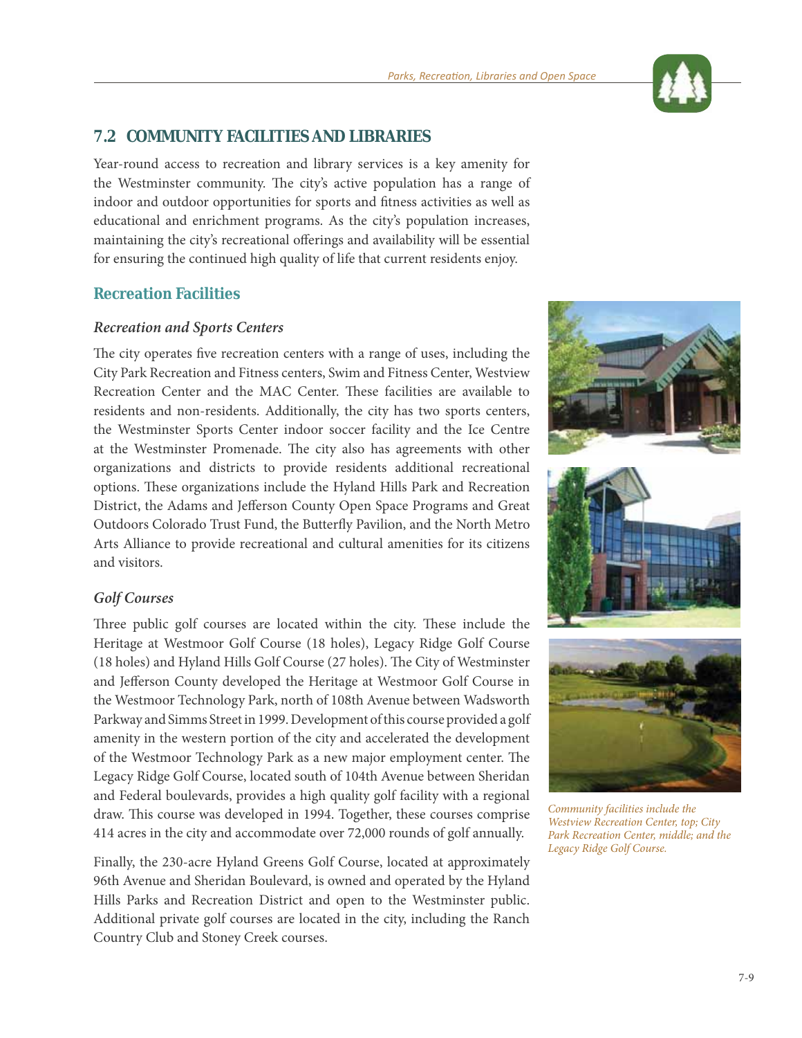## 7.2 COMMUNITY FACILITIES AND LIBRARIES

Year-round access to recreation and library services is a key amenity for the Westminster community. The city's active population has a range of indoor and outdoor opportunities for sports and fitness activities as well as educational and enrichment programs. As the city's population increases, maintaining the city's recreational offerings and availability will be essential for ensuring the continued high quality of life that current residents enjoy.

### Recreation Facilities

#### *Recreation and Sports Centers*

The city operates five recreation centers with a range of uses, including the City Park Recreation and Fitness centers, Swim and Fitness Center, Westview Recreation Center and the MAC Center. These facilities are available to residents and non-residents. Additionally, the city has two sports centers, the Westminster Sports Center indoor soccer facility and the Ice Centre at the Westminster Promenade. The city also has agreements with other organizations and districts to provide residents additional recreational options. These organizations include the Hyland Hills Park and Recreation District, the Adams and Jefferson County Open Space Programs and Great Outdoors Colorado Trust Fund, the Butterfly Pavilion, and the North Metro Arts Alliance to provide recreational and cultural amenities for its citizens and visitors.

#### *Golf Courses*

Three public golf courses are located within the city. These include the Heritage at Westmoor Golf Course (18 holes), Legacy Ridge Golf Course (18 holes) and Hyland Hills Golf Course (27 holes). The City of Westminster and Jefferson County developed the Heritage at Westmoor Golf Course in the Westmoor Technology Park, north of 108th Avenue between Wadsworth Parkway and Simms Street in 1999. Development of this course provided a golf amenity in the western portion of the city and accelerated the development of the Westmoor Technology Park as a new major employment center. The Legacy Ridge Golf Course, located south of 104th Avenue between Sheridan and Federal boulevards, provides a high quality golf facility with a regional draw. This course was developed in 1994. Together, these courses comprise 414 acres in the city and accommodate over 72,000 rounds of golf annually.

Finally, the 230-acre Hyland Greens Golf Course, located at approximately 96th Avenue and Sheridan Boulevard, is owned and operated by the Hyland Hills Parks and Recreation District and open to the Westminster public. Additional private golf courses are located in the city, including the Ranch Country Club and Stoney Creek courses.

*Community facilities include the Westview Recreation Center, top; City Park Recreation Center, middle; and the Legacy Ridge Golf Course.*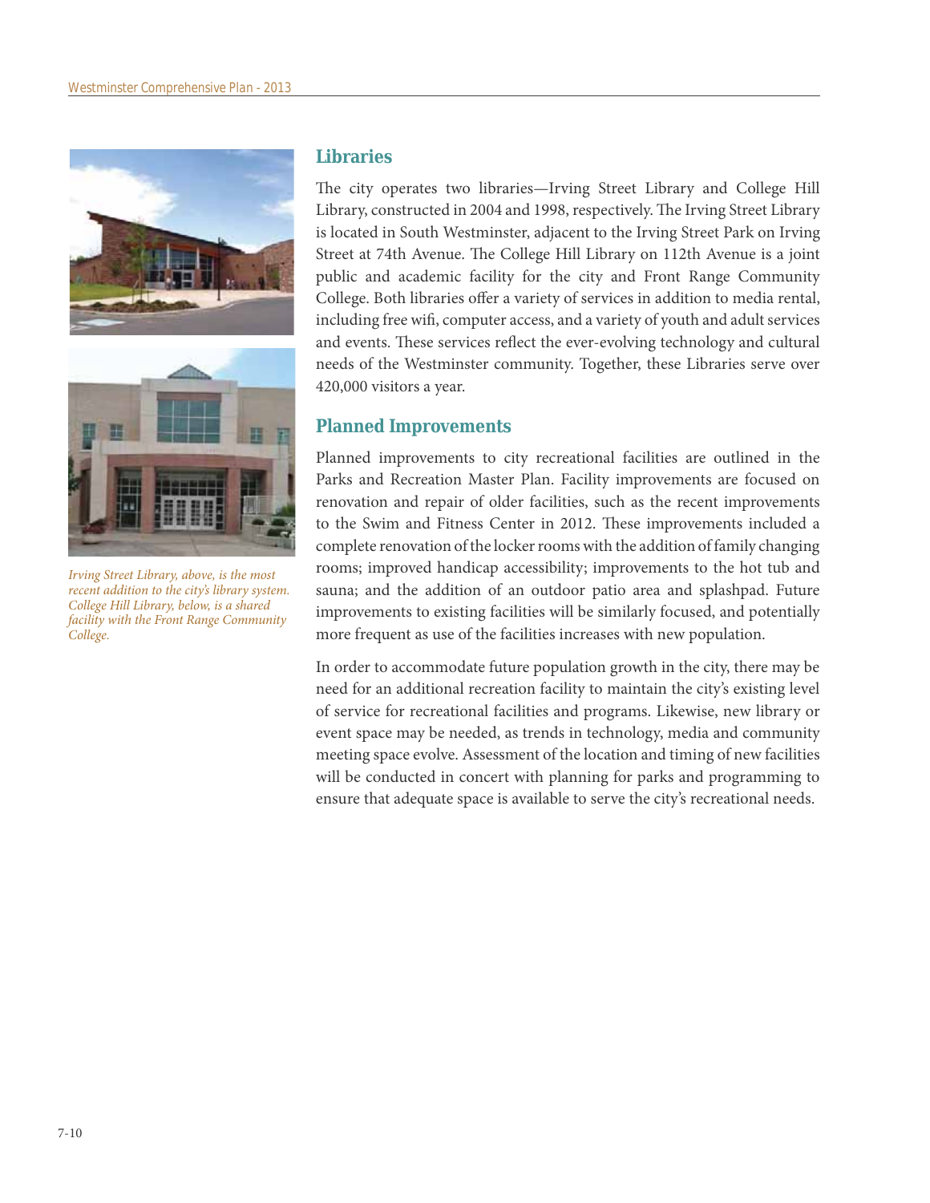*Irving Street Library, above, is the most recent addition to the city's library system. College Hill Library, below, is a shared facility with the Front Range Community College.*

## Libraries

The city operates two libraries—Irving Street Library and College Hill Library, constructed in 2004 and 1998, respectively. The Irving Street Library is located in South Westminster, adjacent to the Irving Street Park on Irving Street at 74th Avenue. The College Hill Library on 112th Avenue is a joint public and academic facility for the city and Front Range Community College. Both libraries offer a variety of services in addition to media rental, including free wifi, computer access, and a variety of youth and adult services and events. These services reflect the ever-evolving technology and cultural needs of the Westminster community. Together, these Libraries serve over 420,000 visitors a year.

## Planned Improvements

Planned improvements to city recreational facilities are outlined in the Parks and Recreation Master Plan. Facility improvements are focused on renovation and repair of older facilities, such as the recent improvements to the Swim and Fitness Center in 2012. These improvements included a complete renovation of the locker rooms with the addition of family changing rooms; improved handicap accessibility; improvements to the hot tub and sauna; and the addition of an outdoor patio area and splashpad. Future improvements to existing facilities will be similarly focused, and potentially more frequent as use of the facilities increases with new population.

In order to accommodate future population growth in the city, there may be need for an additional recreation facility to maintain the city's existing level of service for recreational facilities and programs. Likewise, new library or event space may be needed, as trends in technology, media and community meeting space evolve. Assessment of the location and timing of new facilities will be conducted in concert with planning for parks and programming to ensure that adequate space is available to serve the city's recreational needs.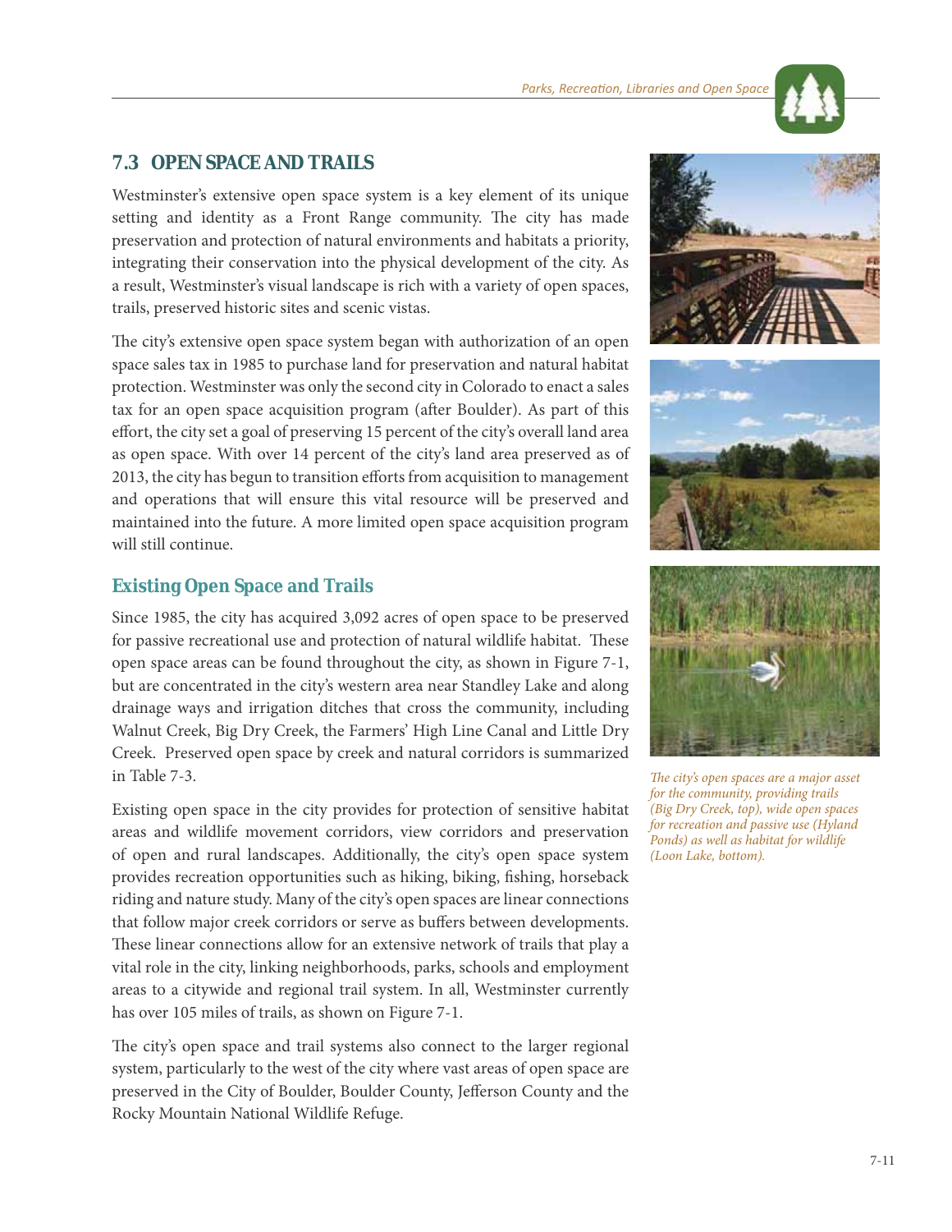## 7.3 OPEN SPACE AND TRAILS

Westminster's extensive open space system is a key element of its unique setting and identity as a Front Range community. The city has made preservation and protection of natural environments and habitats a priority, integrating their conservation into the physical development of the city. As a result, Westminster's visual landscape is rich with a variety of open spaces, trails, preserved historic sites and scenic vistas.

The city's extensive open space system began with authorization of an open space sales tax in 1985 to purchase land for preservation and natural habitat protection. Westminster was only the second city in Colorado to enact a sales tax for an open space acquisition program (after Boulder). As part of this effort, the city set a goal of preserving 15 percent of the city's overall land area as open space. With over 14 percent of the city's land area preserved as of 2013, the city has begun to transition efforts from acquisition to management and operations that will ensure this vital resource will be preserved and maintained into the future. A more limited open space acquisition program will still continue.

### Existing Open Space and Trails

Since 1985, the city has acquired 3,092 acres of open space to be preserved for passive recreational use and protection of natural wildlife habitat. These open space areas can be found throughout the city, as shown in Figure 7-1, but are concentrated in the city's western area near Standley Lake and along drainage ways and irrigation ditches that cross the community, including Walnut Creek, Big Dry Creek, the Farmers' High Line Canal and Little Dry Creek. Preserved open space by creek and natural corridors is summarized in Table 7-3.

Existing open space in the city provides for protection of sensitive habitat areas and wildlife movement corridors, view corridors and preservation of open and rural landscapes. Additionally, the city's open space system provides recreation opportunities such as hiking, biking, fishing, horseback riding and nature study. Many of the city's open spaces are linear connections that follow major creek corridors or serve as buffers between developments. These linear connections allow for an extensive network of trails that play a vital role in the city, linking neighborhoods, parks, schools and employment areas to a citywide and regional trail system. In all, Westminster currently has over 105 miles of trails, as shown on Figure 7-1.

The city's open space and trail systems also connect to the larger regional system, particularly to the west of the city where vast areas of open space are preserved in the City of Boulder, Boulder County, Jefferson County and the Rocky Mountain National Wildlife Refuge.

*The city's open spaces are a major asset for the community, providing trails (Big Dry Creek, top), wide open spaces for recreation and passive use (Hyland Ponds) as well as habitat for wildlife (Loon Lake, bottom).*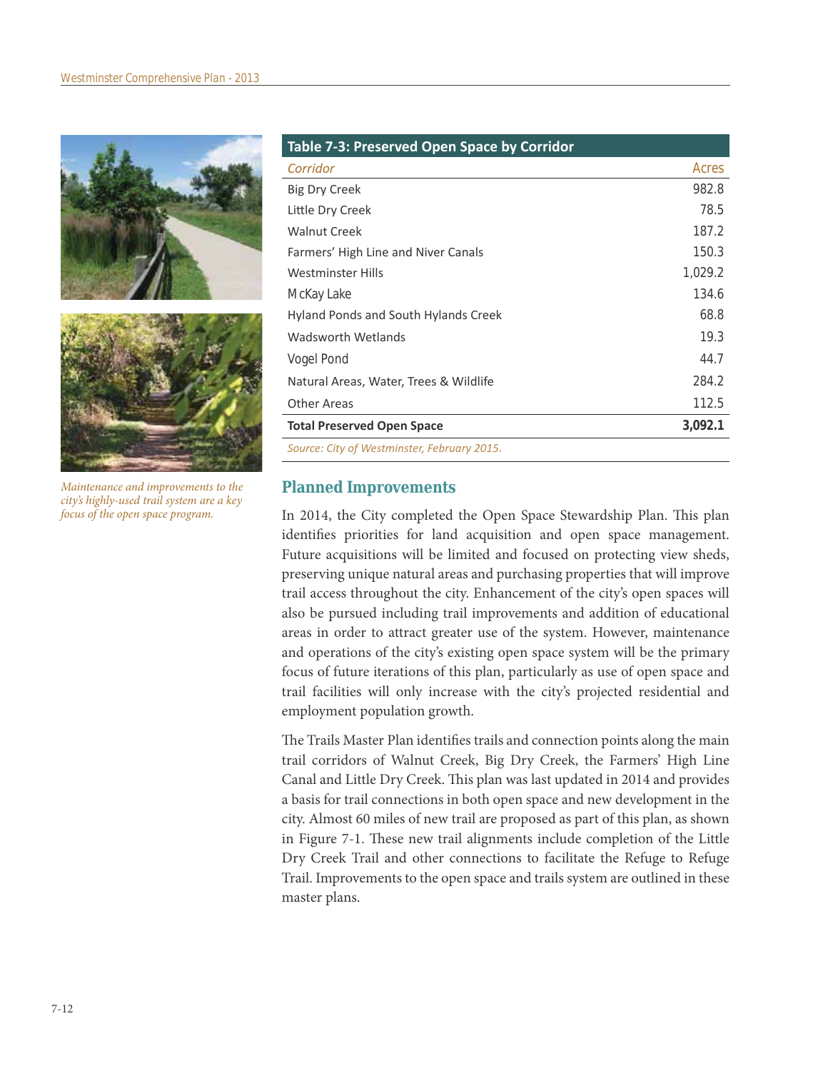Maintenance and improvements to the city's highly-used trail system are a key focus of the open space program.

**Table 7-3: Preserved Open Space by Corridor**

| Corridor | Acres |
|---|---|
| Big Dry Creek | 982.8 |
| Little Dry Creek | 78.5 |
| Walnut Creek | 187.2 |
| Farmers' High Line and Niver Canals | 150.3 |
| Westminster Hills | 1,029.2 |
| McKay Lake | 134.6 |
| Hyland Ponds and South Hylands Creek | 68.8 |
| Wadsworth Wetlands | 19.3 |
| Vogel Pond | 44.7 |
| Natural Areas, Water, Trees & Wildlife | 284.2 |
| Other Areas | 112.5 |
| **Total Preserved Open Space** | **3,092.1** |

*Source: City of Westminster, February 2015.*

## Planned Improvements

In 2014, the City completed the Open Space Stewardship Plan. This plan identifies priorities for land acquisition and open space management. Future acquisitions will be limited and focused on protecting view sheds, preserving unique natural areas and purchasing properties that will improve trail access throughout the city. Enhancement of the city's open spaces will also be pursued including trail improvements and addition of educational areas in order to attract greater use of the system. However, maintenance and operations of the city's existing open space system will be the primary focus of future iterations of this plan, particularly as use of open space and trail facilities will only increase with the city's projected residential and employment population growth.

The Trails Master Plan identifies trails and connection points along the main trail corridors of Walnut Creek, Big Dry Creek, the Farmers' High Line Canal and Little Dry Creek. This plan was last updated in 2014 and provides a basis for trail connections in both open space and new development in the city. Almost 60 miles of new trail are proposed as part of this plan, as shown in Figure 7-1. These new trail alignments include completion of the Little Dry Creek Trail and other connections to facilitate the Refuge to Refuge Trail. Improvements to the open space and trails system are outlined in these master plans.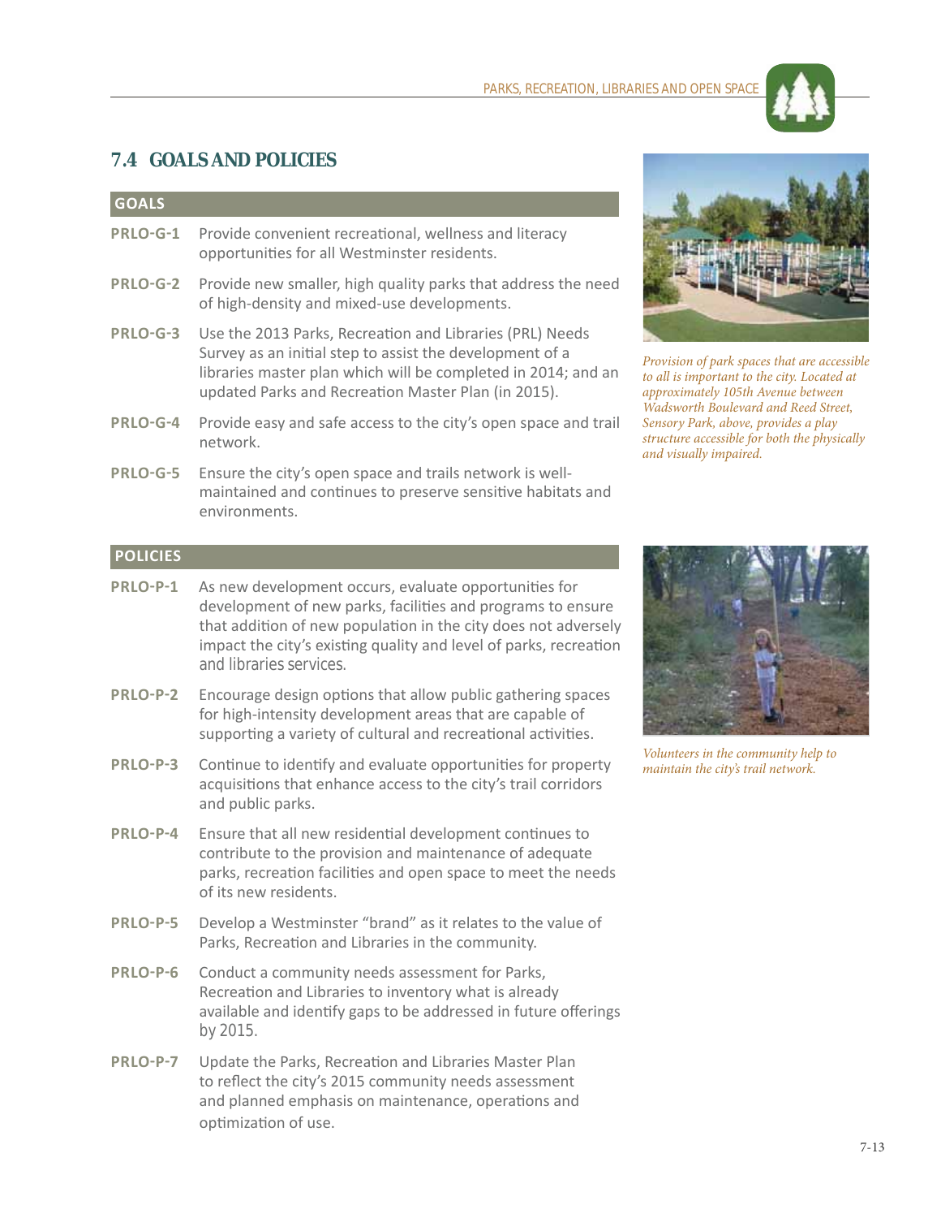## 7.4 GOALS AND POLICIES

### GOALS

**PRLO-G-1** Provide convenient recreational, wellness and literacy opportunities for all Westminster residents.

**PRLO-G-2** Provide new smaller, high quality parks that address the need of high-density and mixed-use developments.

**PRLO-G-3** Use the 2013 Parks, Recreation and Libraries (PRL) Needs Survey as an initial step to assist the development of a libraries master plan which will be completed in 2014; and an updated Parks and Recreation Master Plan (in 2015).

**PRLO-G-4** Provide easy and safe access to the city's open space and trail network.

**PRLO-G-5** Ensure the city's open space and trails network is well-maintained and continues to preserve sensitive habitats and environments.

*Provision of park spaces that are accessible to all is important to the city. Located at approximately 105th Avenue between Wadsworth Boulevard and Reed Street, Sensory Park, above, provides a play structure accessible for both the physically and visually impaired.*

### POLICIES

**PRLO-P-1** As new development occurs, evaluate opportunities for development of new parks, facilities and programs to ensure that addition of new population in the city does not adversely impact the city's existing quality and level of parks, recreation and libraries services.

**PRLO-P-2** Encourage design options that allow public gathering spaces for high-intensity development areas that are capable of supporting a variety of cultural and recreational activities.

**PRLO-P-3** Continue to identify and evaluate opportunities for property acquisitions that enhance access to the city's trail corridors and public parks.

**PRLO-P-4** Ensure that all new residential development continues to contribute to the provision and maintenance of adequate parks, recreation facilities and open space to meet the needs of its new residents.

**PRLO-P-5** Develop a Westminster "brand" as it relates to the value of Parks, Recreation and Libraries in the community.

**PRLO-P-6** Conduct a community needs assessment for Parks, Recreation and Libraries to inventory what is already available and identify gaps to be addressed in future offerings by 2015.

**PRLO-P-7** Update the Parks, Recreation and Libraries Master Plan to reflect the city's 2015 community needs assessment and planned emphasis on maintenance, operations and optimization of use.

*Volunteers in the community help to maintain the city's trail network.*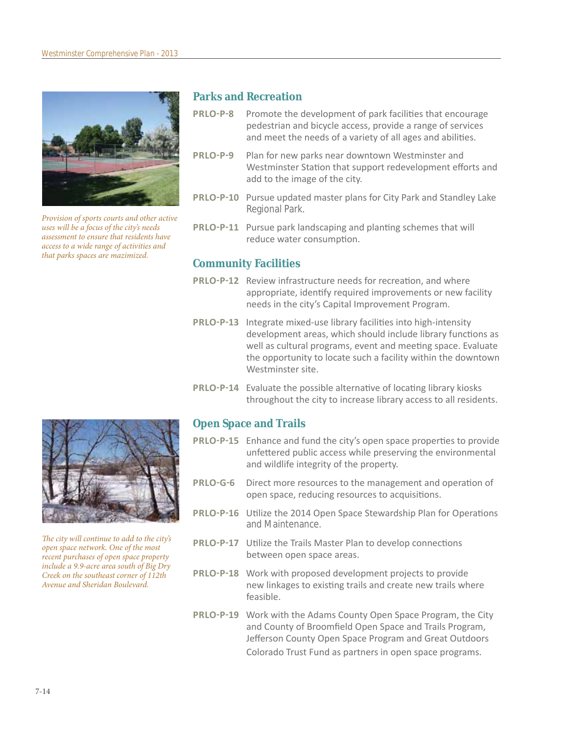## Parks and Recreation

**PRLO-P-8** Promote the development of park facilities that encourage pedestrian and bicycle access, provide a range of services and meet the needs of a variety of all ages and abilities.

**PRLO-P-9** Plan for new parks near downtown Westminster and Westminster Station that support redevelopment efforts and add to the image of the city.

**PRLO-P-10** Pursue updated master plans for City Park and Standley Lake Regional Park.

**PRLO-P-11** Pursue park landscaping and planting schemes that will reduce water consumption.

*Provision of sports courts and other active uses will be a focus of the city's needs assessment to ensure that residents have access to a wide range of activities and that parks spaces are mazimized.*

## Community Facilities

**PRLO-P-12** Review infrastructure needs for recreation, and where appropriate, identify required improvements or new facility needs in the city's Capital Improvement Program.

**PRLO-P-13** Integrate mixed-use library facilities into high-intensity development areas, which should include library functions as well as cultural programs, event and meeting space. Evaluate the opportunity to locate such a facility within the downtown Westminster site.

**PRLO-P-14** Evaluate the possible alternative of locating library kiosks throughout the city to increase library access to all residents.

## Open Space and Trails

**PRLO-P-15** Enhance and fund the city's open space properties to provide unfettered public access while preserving the environmental and wildlife integrity of the property.

**PRLO-G-6** Direct more resources to the management and operation of open space, reducing resources to acquisitions.

**PRLO-P-16** Utilize the 2014 Open Space Stewardship Plan for Operations and Maintenance.

**PRLO-P-17** Utilize the Trails Master Plan to develop connections between open space areas.

**PRLO-P-18** Work with proposed development projects to provide new linkages to existing trails and create new trails where feasible.

**PRLO-P-19** Work with the Adams County Open Space Program, the City and County of Broomfield Open Space and Trails Program, Jefferson County Open Space Program and Great Outdoors Colorado Trust Fund as partners in open space programs.

*The city will continue to add to the city's open space network. One of the most recent purchases of open space property include a 9.9-acre area south of Big Dry Creek on the southeast corner of 112th Avenue and Sheridan Boulevard.*